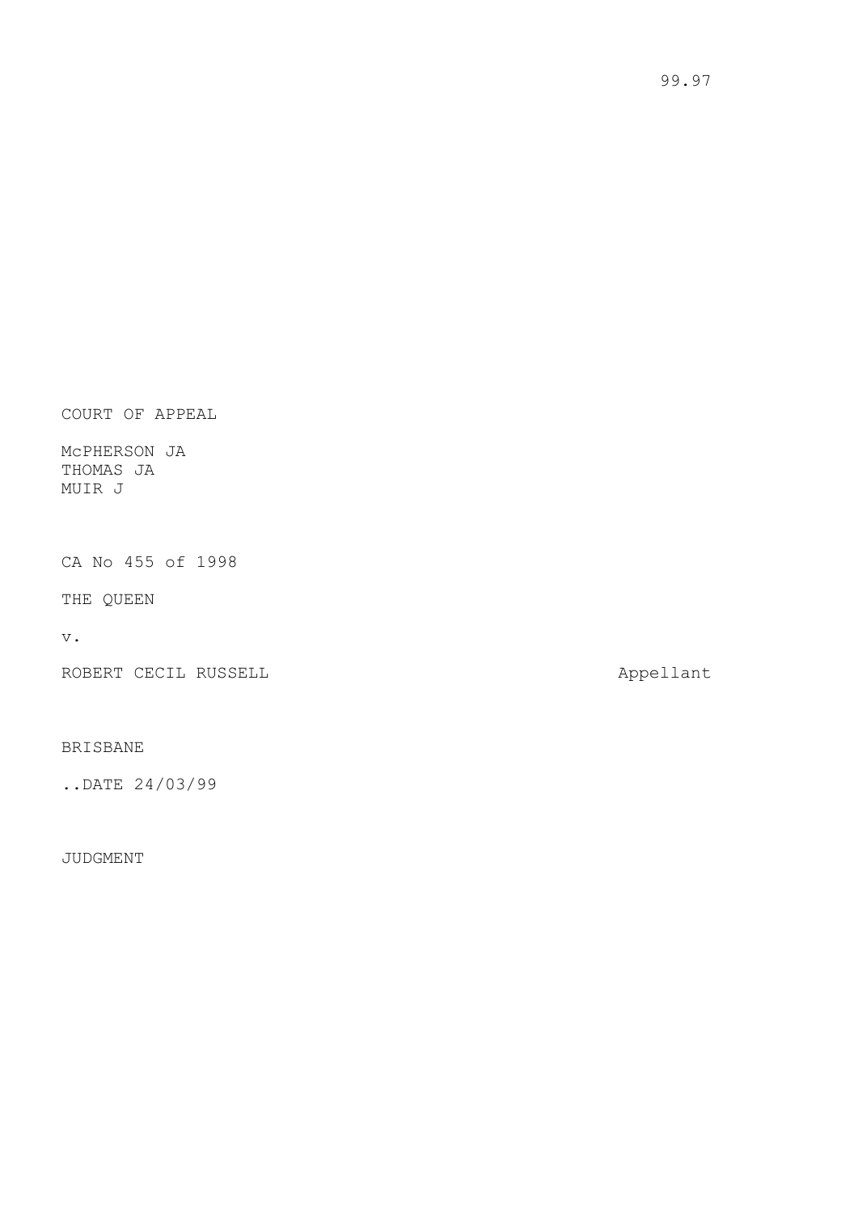99.97

COURT OF APPEAL

McPHERSON JA
THOMAS JA
MUIR J

CA No 455 of 1998

THE QUEEN

v.

ROBERT CECIL RUSSELL                                                                                    Appellant

BRISBANE

..DATE 24/03/99

JUDGMENT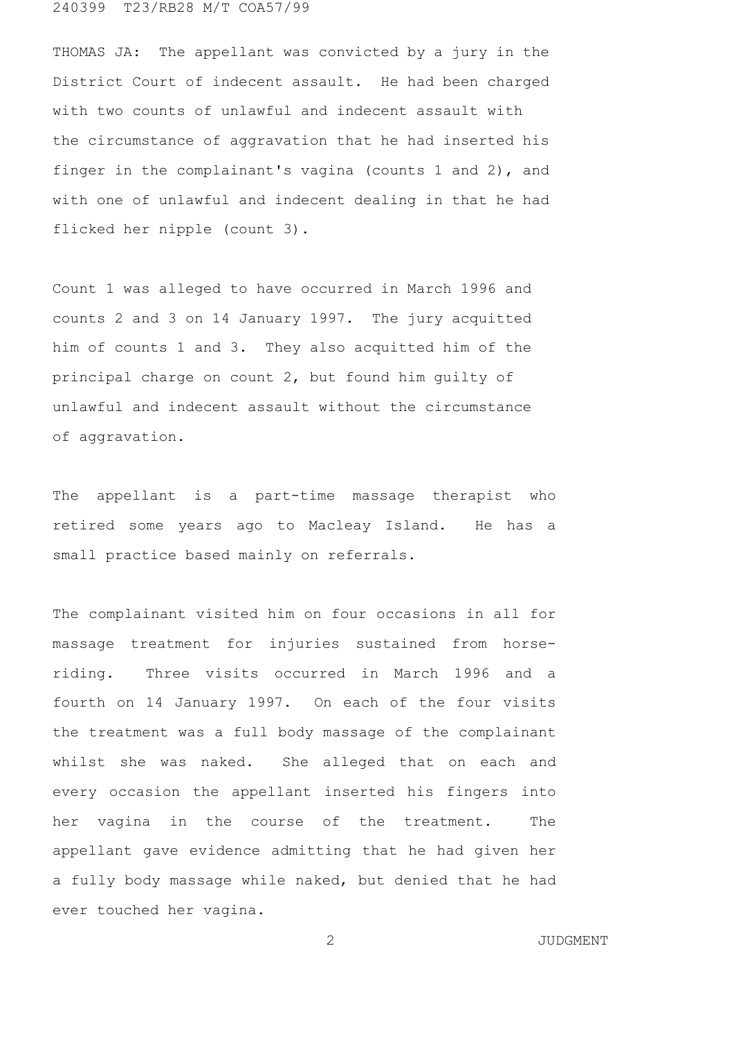THOMAS JA: The appellant was convicted by a jury in the District Court of indecent assault. He had been charged with two counts of unlawful and indecent assault with the circumstance of aggravation that he had inserted his finger in the complainant's vagina (counts 1 and 2), and with one of unlawful and indecent dealing in that he had flicked her nipple (count 3).

Count 1 was alleged to have occurred in March 1996 and counts 2 and 3 on 14 January 1997. The jury acquitted him of counts 1 and 3. They also acquitted him of the principal charge on count 2, but found him guilty of unlawful and indecent assault without the circumstance of aggravation.

The appellant is a part-time massage therapist who retired some years ago to Macleay Island. He has a small practice based mainly on referrals.

The complainant visited him on four occasions in all for massage treatment for injuries sustained from horse-riding. Three visits occurred in March 1996 and a fourth on 14 January 1997. On each of the four visits the treatment was a full body massage of the complainant whilst she was naked. She alleged that on each and every occasion the appellant inserted his fingers into her vagina in the course of the treatment. The appellant gave evidence admitting that he had given her a fully body massage while naked, but denied that he had ever touched her vagina.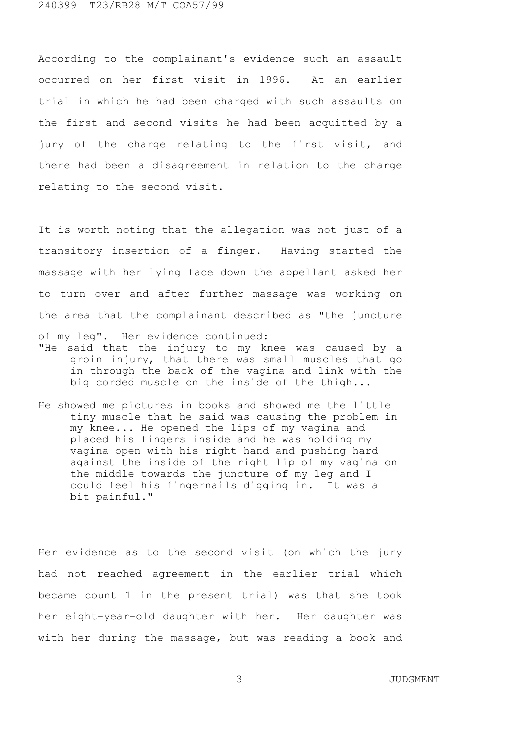According to the complainant's evidence such an assault occurred on her first visit in 1996. At an earlier trial in which he had been charged with such assaults on the first and second visits he had been acquitted by a jury of the charge relating to the first visit, and there had been a disagreement in relation to the charge relating to the second visit.

It is worth noting that the allegation was not just of a transitory insertion of a finger. Having started the massage with her lying face down the appellant asked her to turn over and after further massage was working on the area that the complainant described as "the juncture of my leg". Her evidence continued:

> "He said that the injury to my knee was caused by a groin injury, that there was small muscles that go in through the back of the vagina and link with the big corded muscle on the inside of the thigh...
>
> He showed me pictures in books and showed me the little tiny muscle that he said was causing the problem in my knee... He opened the lips of my vagina and placed his fingers inside and he was holding my vagina open with his right hand and pushing hard against the inside of the right lip of my vagina on the middle towards the juncture of my leg and I could feel his fingernails digging in. It was a bit painful."

Her evidence as to the second visit (on which the jury had not reached agreement in the earlier trial which became count 1 in the present trial) was that she took her eight-year-old daughter with her. Her daughter was with her during the massage, but was reading a book and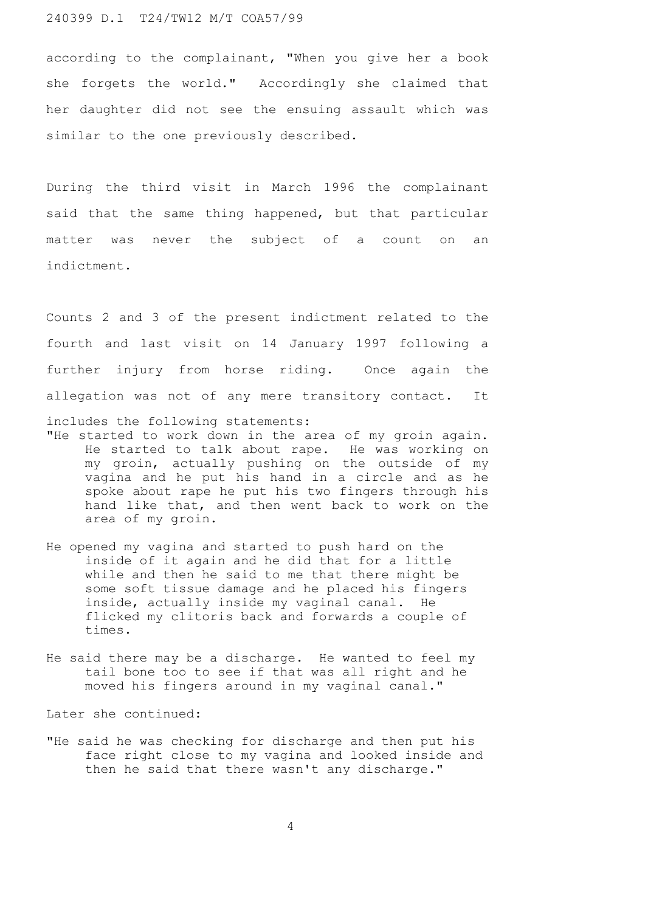according to the complainant, "When you give her a book she forgets the world." Accordingly she claimed that her daughter did not see the ensuing assault which was similar to the one previously described.

During the third visit in March 1996 the complainant said that the same thing happened, but that particular matter was never the subject of a count on an indictment.

Counts 2 and 3 of the present indictment related to the fourth and last visit on 14 January 1997 following a further injury from horse riding. Once again the allegation was not of any mere transitory contact. It includes the following statements:

> "He started to work down in the area of my groin again. He started to talk about rape. He was working on my groin, actually pushing on the outside of my vagina and he put his hand in a circle and as he spoke about rape he put his two fingers through his hand like that, and then went back to work on the area of my groin.
>
> He opened my vagina and started to push hard on the inside of it again and he did that for a little while and then he said to me that there might be some soft tissue damage and he placed his fingers inside, actually inside my vaginal canal. He flicked my clitoris back and forwards a couple of times.
>
> He said there may be a discharge. He wanted to feel my tail bone too to see if that was all right and he moved his fingers around in my vaginal canal."

Later she continued:

> "He said he was checking for discharge and then put his face right close to my vagina and looked inside and then he said that there wasn't any discharge."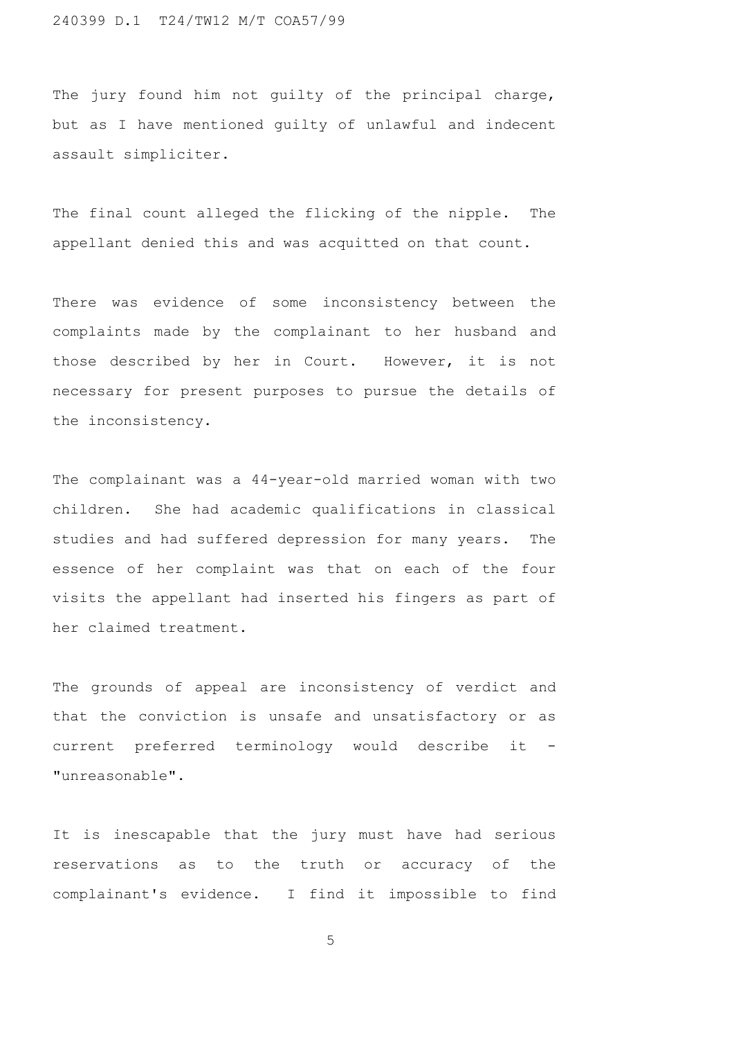The jury found him not guilty of the principal charge, but as I have mentioned guilty of unlawful and indecent assault simpliciter.

The final count alleged the flicking of the nipple. The appellant denied this and was acquitted on that count.

There was evidence of some inconsistency between the complaints made by the complainant to her husband and those described by her in Court. However, it is not necessary for present purposes to pursue the details of the inconsistency.

The complainant was a 44-year-old married woman with two children. She had academic qualifications in classical studies and had suffered depression for many years. The essence of her complaint was that on each of the four visits the appellant had inserted his fingers as part of her claimed treatment.

The grounds of appeal are inconsistency of verdict and that the conviction is unsafe and unsatisfactory or as current preferred terminology would describe it - "unreasonable".

It is inescapable that the jury must have had serious reservations as to the truth or accuracy of the complainant's evidence. I find it impossible to find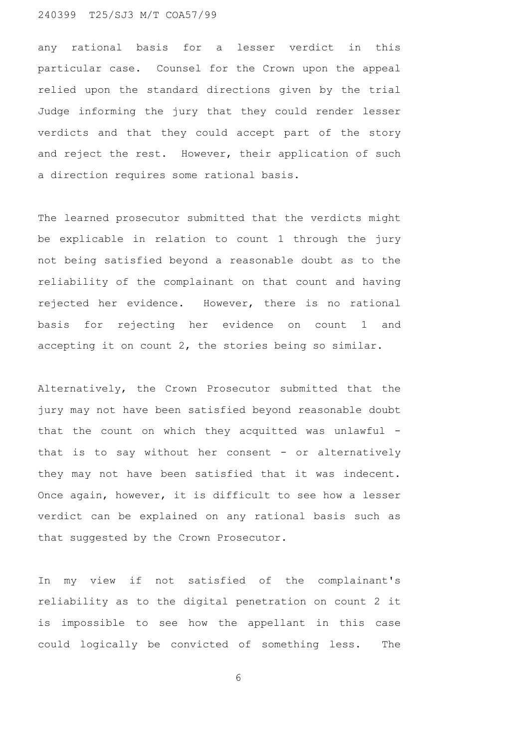any rational basis for a lesser verdict in this particular case. Counsel for the Crown upon the appeal relied upon the standard directions given by the trial Judge informing the jury that they could render lesser verdicts and that they could accept part of the story and reject the rest. However, their application of such a direction requires some rational basis.

The learned prosecutor submitted that the verdicts might be explicable in relation to count 1 through the jury not being satisfied beyond a reasonable doubt as to the reliability of the complainant on that count and having rejected her evidence. However, there is no rational basis for rejecting her evidence on count 1 and accepting it on count 2, the stories being so similar.

Alternatively, the Crown Prosecutor submitted that the jury may not have been satisfied beyond reasonable doubt that the count on which they acquitted was unlawful - that is to say without her consent - or alternatively they may not have been satisfied that it was indecent. Once again, however, it is difficult to see how a lesser verdict can be explained on any rational basis such as that suggested by the Crown Prosecutor.

In my view if not satisfied of the complainant's reliability as to the digital penetration on count 2 it is impossible to see how the appellant in this case could logically be convicted of something less. The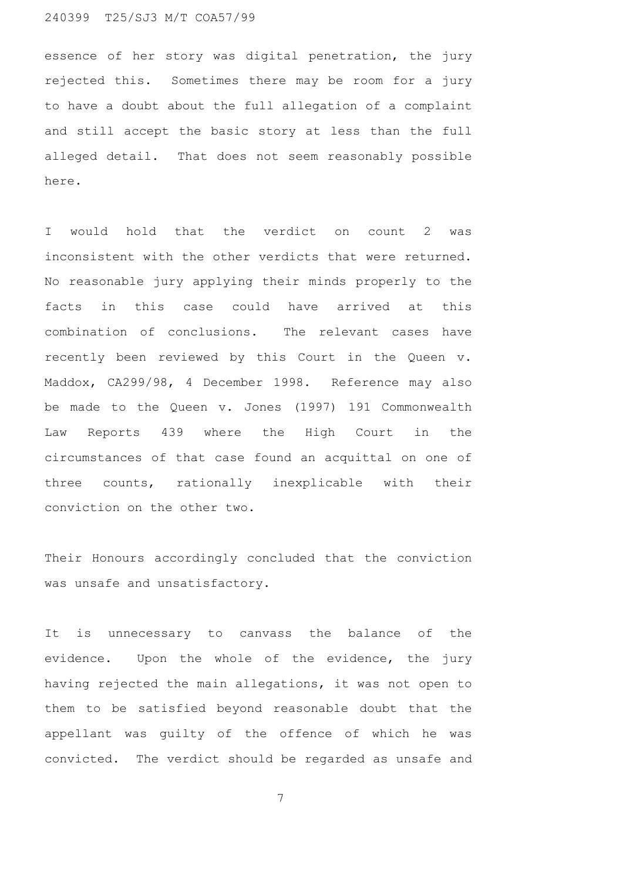essence of her story was digital penetration, the jury rejected this. Sometimes there may be room for a jury to have a doubt about the full allegation of a complaint and still accept the basic story at less than the full alleged detail. That does not seem reasonably possible here.

I would hold that the verdict on count 2 was inconsistent with the other verdicts that were returned. No reasonable jury applying their minds properly to the facts in this case could have arrived at this combination of conclusions. The relevant cases have recently been reviewed by this Court in the Queen v. Maddox, CA299/98, 4 December 1998. Reference may also be made to the Queen v. Jones (1997) 191 Commonwealth Law Reports 439 where the High Court in the circumstances of that case found an acquittal on one of three counts, rationally inexplicable with their conviction on the other two.

Their Honours accordingly concluded that the conviction was unsafe and unsatisfactory.

It is unnecessary to canvass the balance of the evidence. Upon the whole of the evidence, the jury having rejected the main allegations, it was not open to them to be satisfied beyond reasonable doubt that the appellant was guilty of the offence of which he was convicted. The verdict should be regarded as unsafe and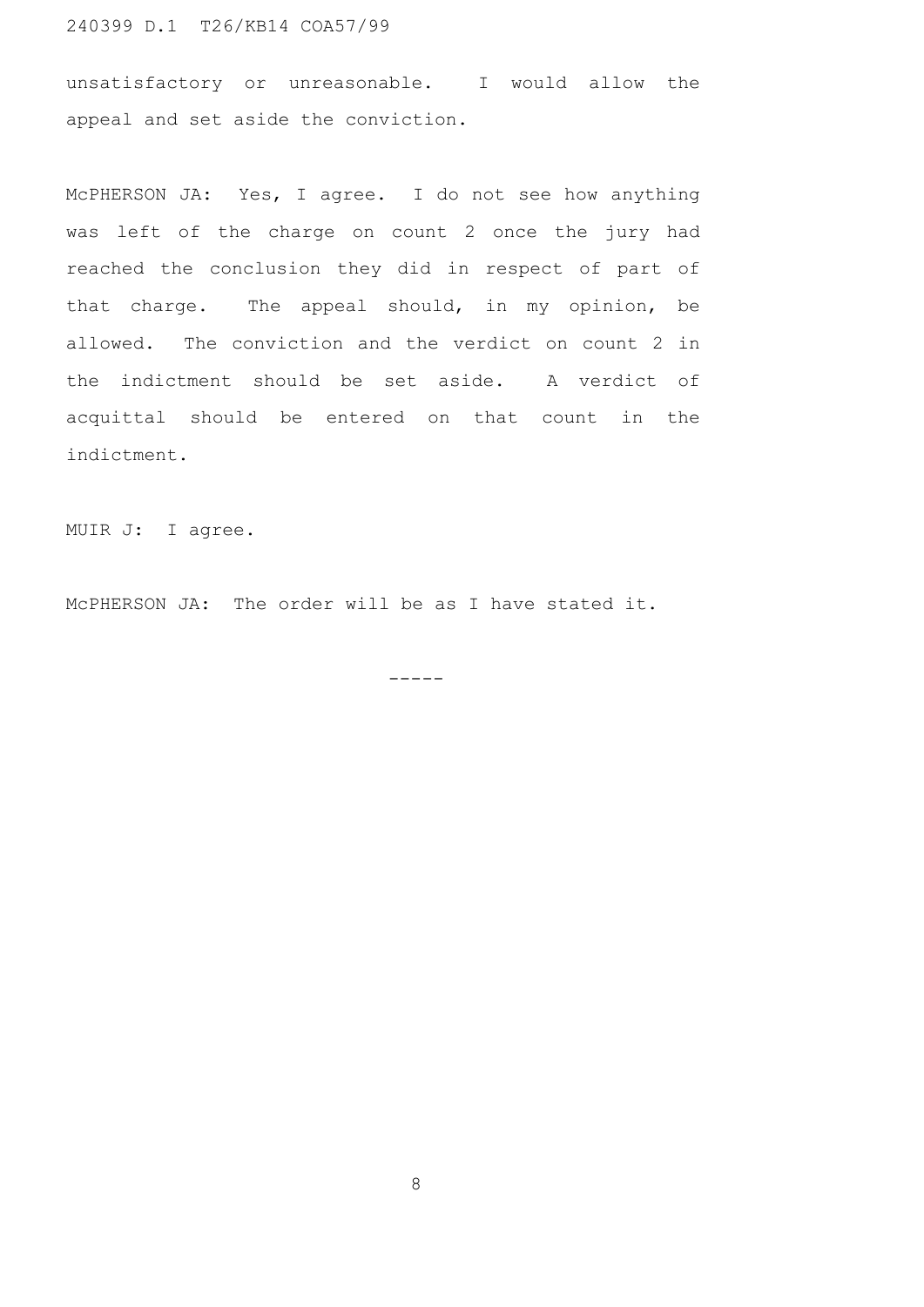unsatisfactory or unreasonable. I would allow the appeal and set aside the conviction.

McPHERSON JA: Yes, I agree. I do not see how anything was left of the charge on count 2 once the jury had reached the conclusion they did in respect of part of that charge. The appeal should, in my opinion, be allowed. The conviction and the verdict on count 2 in the indictment should be set aside. A verdict of acquittal should be entered on that count in the indictment.

MUIR J: I agree.

McPHERSON JA: The order will be as I have stated it.

-----